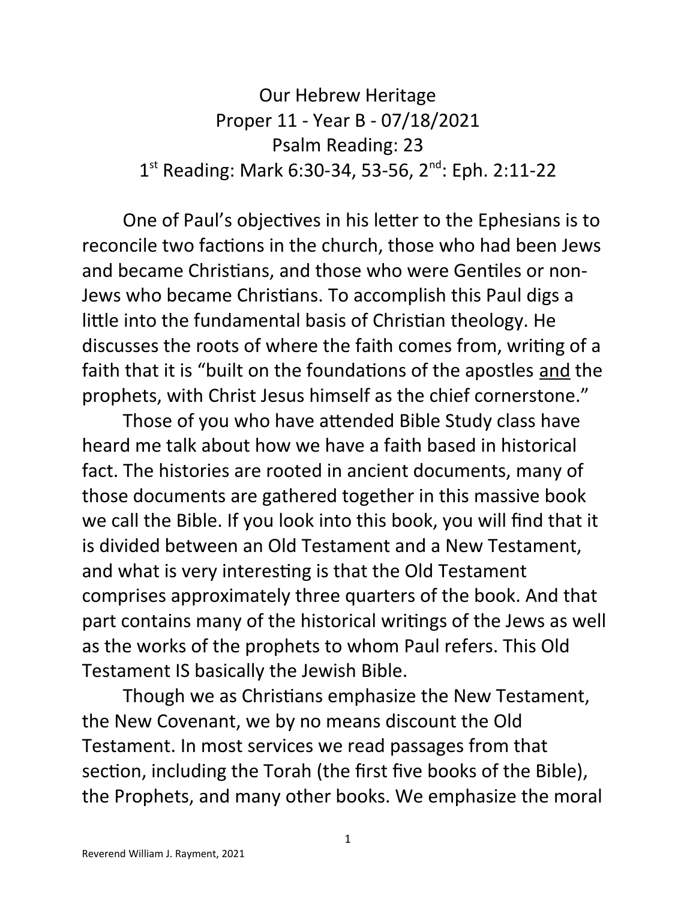# Our Hebrew Heritage

## Proper 11 - Year B - 07/18/2021

## Psalm Reading: 23

## 1st Reading: Mark 6:30-34, 53-56, 2nd: Eph. 2:11-22

One of Paul's objectives in his letter to the Ephesians is to reconcile two factions in the church, those who had been Jews and became Christians, and those who were Gentiles or non-Jews who became Christians. To accomplish this Paul digs a little into the fundamental basis of Christian theology. He discusses the roots of where the faith comes from, writing of a faith that it is "built on the foundations of the apostles <u>and</u> the prophets, with Christ Jesus himself as the chief cornerstone."

Those of you who have attended Bible Study class have heard me talk about how we have a faith based in historical fact. The histories are rooted in ancient documents, many of those documents are gathered together in this massive book we call the Bible. If you look into this book, you will find that it is divided between an Old Testament and a New Testament, and what is very interesting is that the Old Testament comprises approximately three quarters of the book. And that part contains many of the historical writings of the Jews as well as the works of the prophets to whom Paul refers. This Old Testament IS basically the Jewish Bible.

Though we as Christians emphasize the New Testament, the New Covenant, we by no means discount the Old Testament. In most services we read passages from that section, including the Torah (the first five books of the Bible), the Prophets, and many other books. We emphasize the moral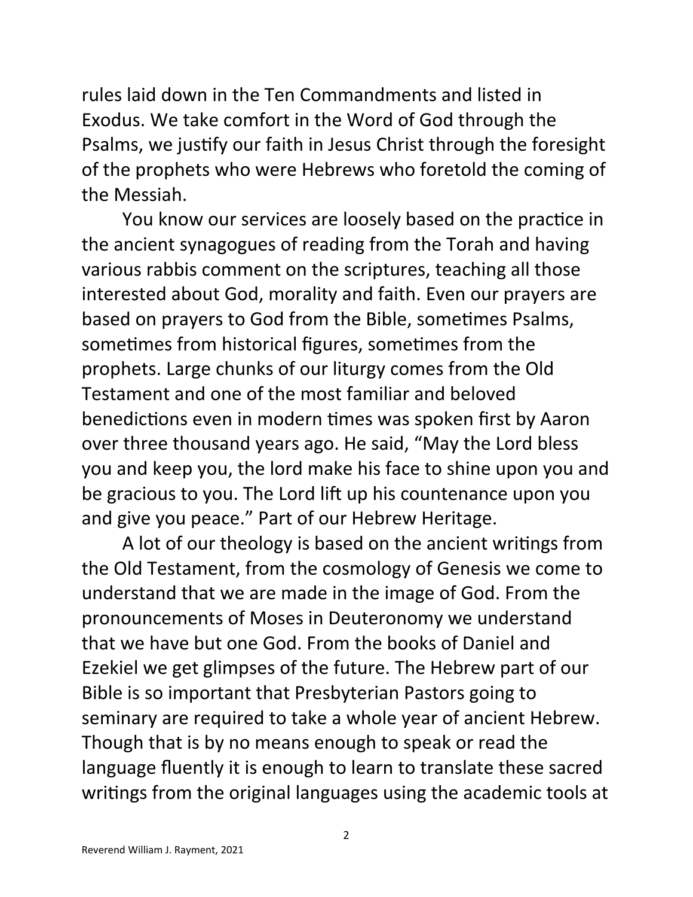rules laid down in the Ten Commandments and listed in Exodus. We take comfort in the Word of God through the Psalms, we justify our faith in Jesus Christ through the foresight of the prophets who were Hebrews who foretold the coming of the Messiah.

You know our services are loosely based on the practice in the ancient synagogues of reading from the Torah and having various rabbis comment on the scriptures, teaching all those interested about God, morality and faith. Even our prayers are based on prayers to God from the Bible, sometimes Psalms, sometimes from historical figures, sometimes from the prophets. Large chunks of our liturgy comes from the Old Testament and one of the most familiar and beloved benedictions even in modern times was spoken first by Aaron over three thousand years ago. He said, "May the Lord bless you and keep you, the lord make his face to shine upon you and be gracious to you. The Lord lift up his countenance upon you and give you peace." Part of our Hebrew Heritage.

A lot of our theology is based on the ancient writings from the Old Testament, from the cosmology of Genesis we come to understand that we are made in the image of God. From the pronouncements of Moses in Deuteronomy we understand that we have but one God. From the books of Daniel and Ezekiel we get glimpses of the future. The Hebrew part of our Bible is so important that Presbyterian Pastors going to seminary are required to take a whole year of ancient Hebrew. Though that is by no means enough to speak or read the language fluently it is enough to learn to translate these sacred writings from the original languages using the academic tools at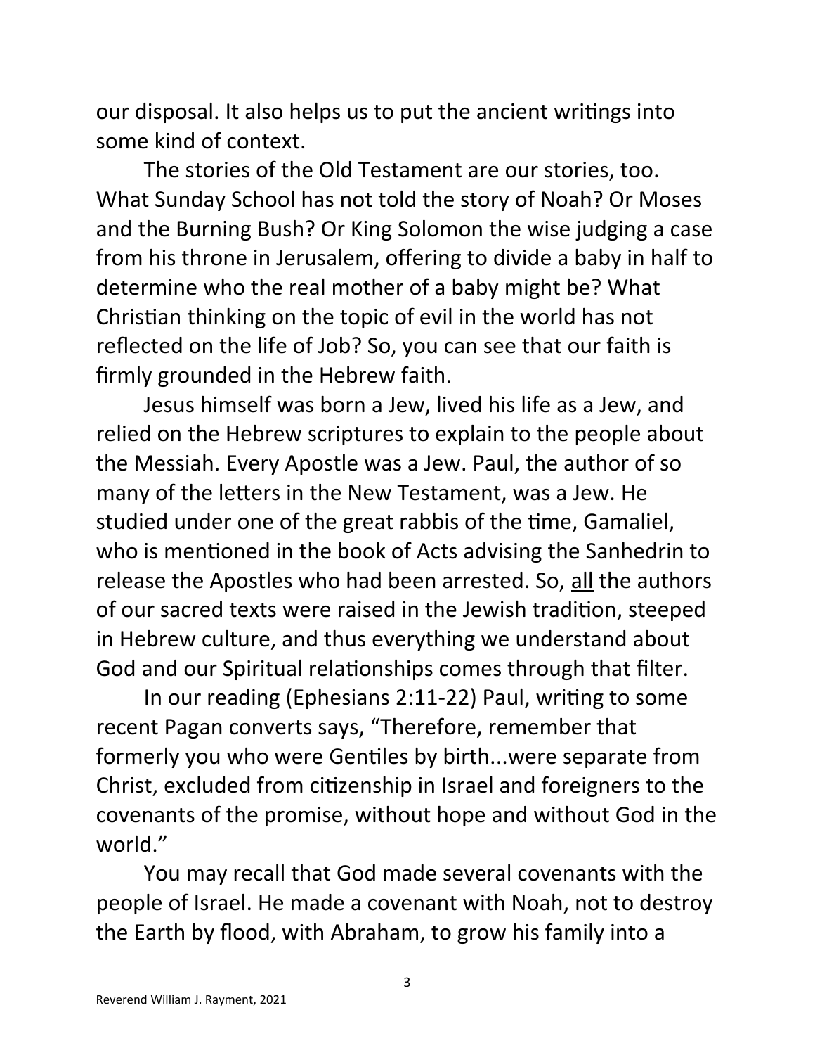our disposal. It also helps us to put the ancient writings into some kind of context.

The stories of the Old Testament are our stories, too. What Sunday School has not told the story of Noah? Or Moses and the Burning Bush? Or King Solomon the wise judging a case from his throne in Jerusalem, offering to divide a baby in half to determine who the real mother of a baby might be? What Christian thinking on the topic of evil in the world has not reflected on the life of Job? So, you can see that our faith is firmly grounded in the Hebrew faith.

Jesus himself was born a Jew, lived his life as a Jew, and relied on the Hebrew scriptures to explain to the people about the Messiah. Every Apostle was a Jew. Paul, the author of so many of the letters in the New Testament, was a Jew. He studied under one of the great rabbis of the time, Gamaliel, who is mentioned in the book of Acts advising the Sanhedrin to release the Apostles who had been arrested. So, <u>all</u> the authors of our sacred texts were raised in the Jewish tradition, steeped in Hebrew culture, and thus everything we understand about God and our Spiritual relationships comes through that filter.

In our reading (Ephesians 2:11-22) Paul, writing to some recent Pagan converts says, "Therefore, remember that formerly you who were Gentiles by birth...were separate from Christ, excluded from citizenship in Israel and foreigners to the covenants of the promise, without hope and without God in the world."

You may recall that God made several covenants with the people of Israel. He made a covenant with Noah, not to destroy the Earth by flood, with Abraham, to grow his family into a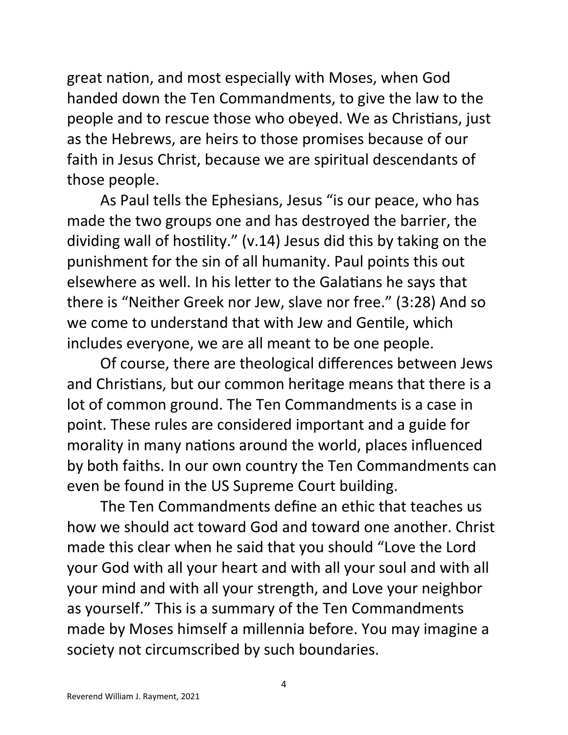great nation, and most especially with Moses, when God handed down the Ten Commandments, to give the law to the people and to rescue those who obeyed. We as Christians, just as the Hebrews, are heirs to those promises because of our faith in Jesus Christ, because we are spiritual descendants of those people.

As Paul tells the Ephesians, Jesus "is our peace, who has made the two groups one and has destroyed the barrier, the dividing wall of hostility." (v.14) Jesus did this by taking on the punishment for the sin of all humanity. Paul points this out elsewhere as well. In his letter to the Galatians he says that there is "Neither Greek nor Jew, slave nor free." (3:28) And so we come to understand that with Jew and Gentile, which includes everyone, we are all meant to be one people.

Of course, there are theological differences between Jews and Christians, but our common heritage means that there is a lot of common ground. The Ten Commandments is a case in point. These rules are considered important and a guide for morality in many nations around the world, places influenced by both faiths. In our own country the Ten Commandments can even be found in the US Supreme Court building.

The Ten Commandments define an ethic that teaches us how we should act toward God and toward one another. Christ made this clear when he said that you should "Love the Lord your God with all your heart and with all your soul and with all your mind and with all your strength, and Love your neighbor as yourself." This is a summary of the Ten Commandments made by Moses himself a millennia before. You may imagine a society not circumscribed by such boundaries.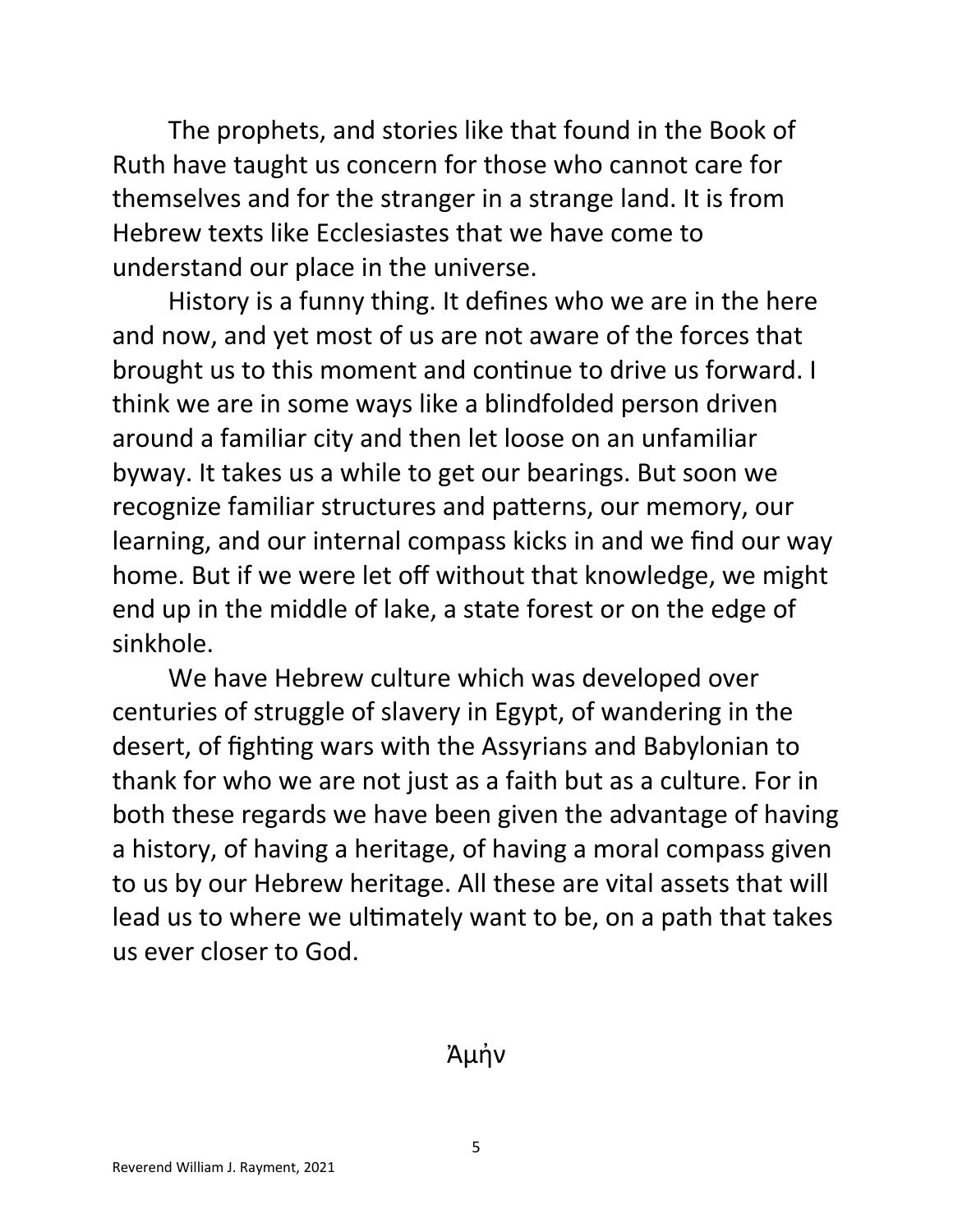The prophets, and stories like that found in the Book of Ruth have taught us concern for those who cannot care for themselves and for the stranger in a strange land. It is from Hebrew texts like Ecclesiastes that we have come to understand our place in the universe.

History is a funny thing. It defines who we are in the here and now, and yet most of us are not aware of the forces that brought us to this moment and continue to drive us forward. I think we are in some ways like a blindfolded person driven around a familiar city and then let loose on an unfamiliar byway. It takes us a while to get our bearings. But soon we recognize familiar structures and patterns, our memory, our learning, and our internal compass kicks in and we find our way home. But if we were let off without that knowledge, we might end up in the middle of lake, a state forest or on the edge of sinkhole.

We have Hebrew culture which was developed over centuries of struggle of slavery in Egypt, of wandering in the desert, of fighting wars with the Assyrians and Babylonian to thank for who we are not just as a faith but as a culture. For in both these regards we have been given the advantage of having a history, of having a heritage, of having a moral compass given to us by our Hebrew heritage. All these are vital assets that will lead us to where we ultimately want to be, on a path that takes us ever closer to God.

Ἀμήν

Reverend William J. Rayment, 2021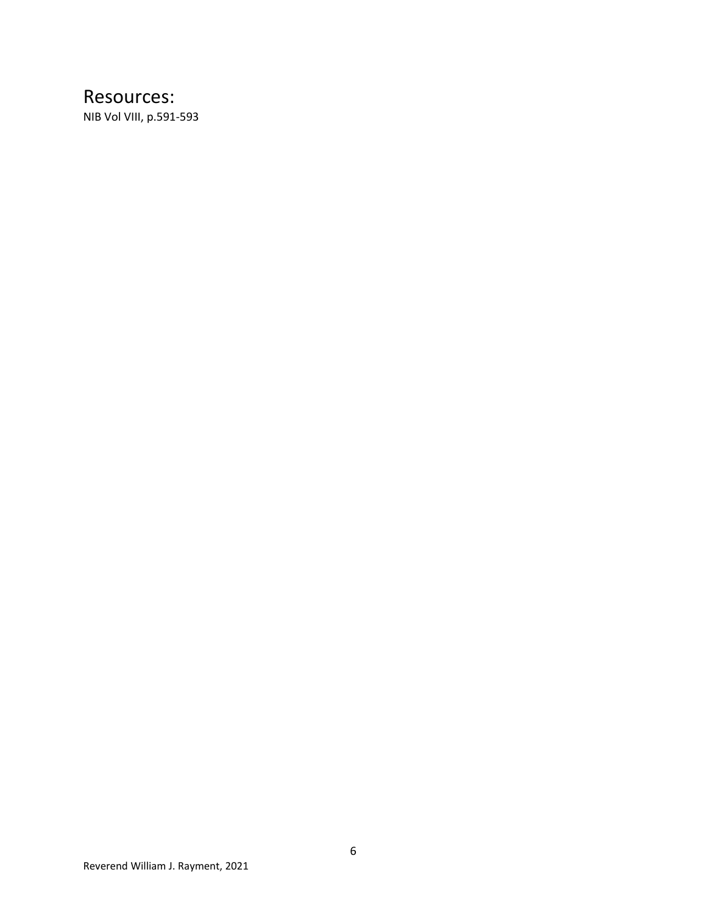# Resources:

NIB Vol VIII, p.591-593